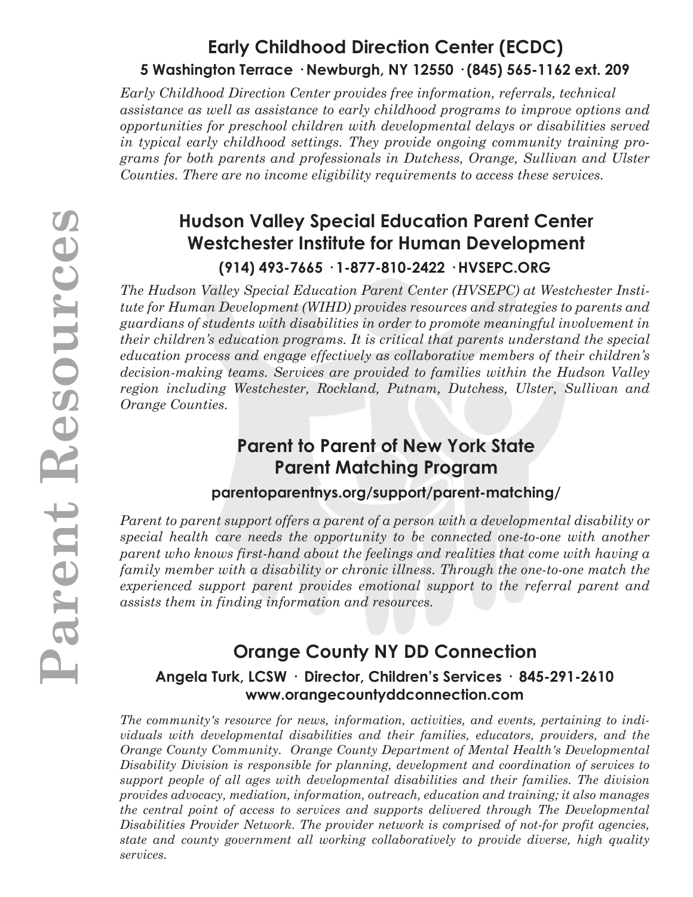## Early Childhood Direction Center (ECDC)

**5 Washington Terrace · Newburgh, NY 12550 · (845) 565-1162 ext. 209**

*Early Childhood Direction Center provides free information, referrals, technical assistance as well as assistance to early childhood programs to improve options and opportunities for preschool children with developmental delays or disabilities served in typical early childhood settings. They provide ongoing community training programs for both parents and professionals in Dutchess, Orange, Sullivan and Ulster Counties. There are no income eligibility requirements to access these services.*

## Hudson Valley Special Education Parent Center Westchester Institute for Human Development

**(914) 493-7665 · 1-877-810-2422 · HVSEPC.ORG**

*The Hudson Valley Special Education Parent Center (HVSEPC) at Westchester Institute for Human Development (WIHD) provides resources and strategies to parents and guardians of students with disabilities in order to promote meaningful involvement in their children's education programs. It is critical that parents understand the special education process and engage effectively as collaborative members of their children's decision-making teams. Services are provided to families within the Hudson Valley region including Westchester, Rockland, Putnam, Dutchess, Ulster, Sullivan and Orange Counties.*

## Parent to Parent of New York State Parent Matching Program

**parentoparentnys.org/support/parent-matching/**

*Parent to parent support offers a parent of a person with a developmental disability or special health care needs the opportunity to be connected one-to-one with another parent who knows first-hand about the feelings and realities that come with having a family member with a disability or chronic illness. Through the one-to-one match the experienced support parent provides emotional support to the referral parent and assists them in finding information and resources.*

## Orange County NY DD Connection

**Angela Turk, LCSW · Director, Children's Services · 845-291-2610**
**www.orangecountyddconnection.com**

*The community's resource for news, information, activities, and events, pertaining to individuals with developmental disabilities and their families, educators, providers, and the Orange County Community. Orange County Department of Mental Health's Developmental Disability Division is responsible for planning, development and coordination of services to support people of all ages with developmental disabilities and their families. The division provides advocacy, mediation, information, outreach, education and training; it also manages the central point of access to services and supports delivered through The Developmental Disabilities Provider Network. The provider network is comprised of not-for profit agencies, state and county government all working collaboratively to provide diverse, high quality services.*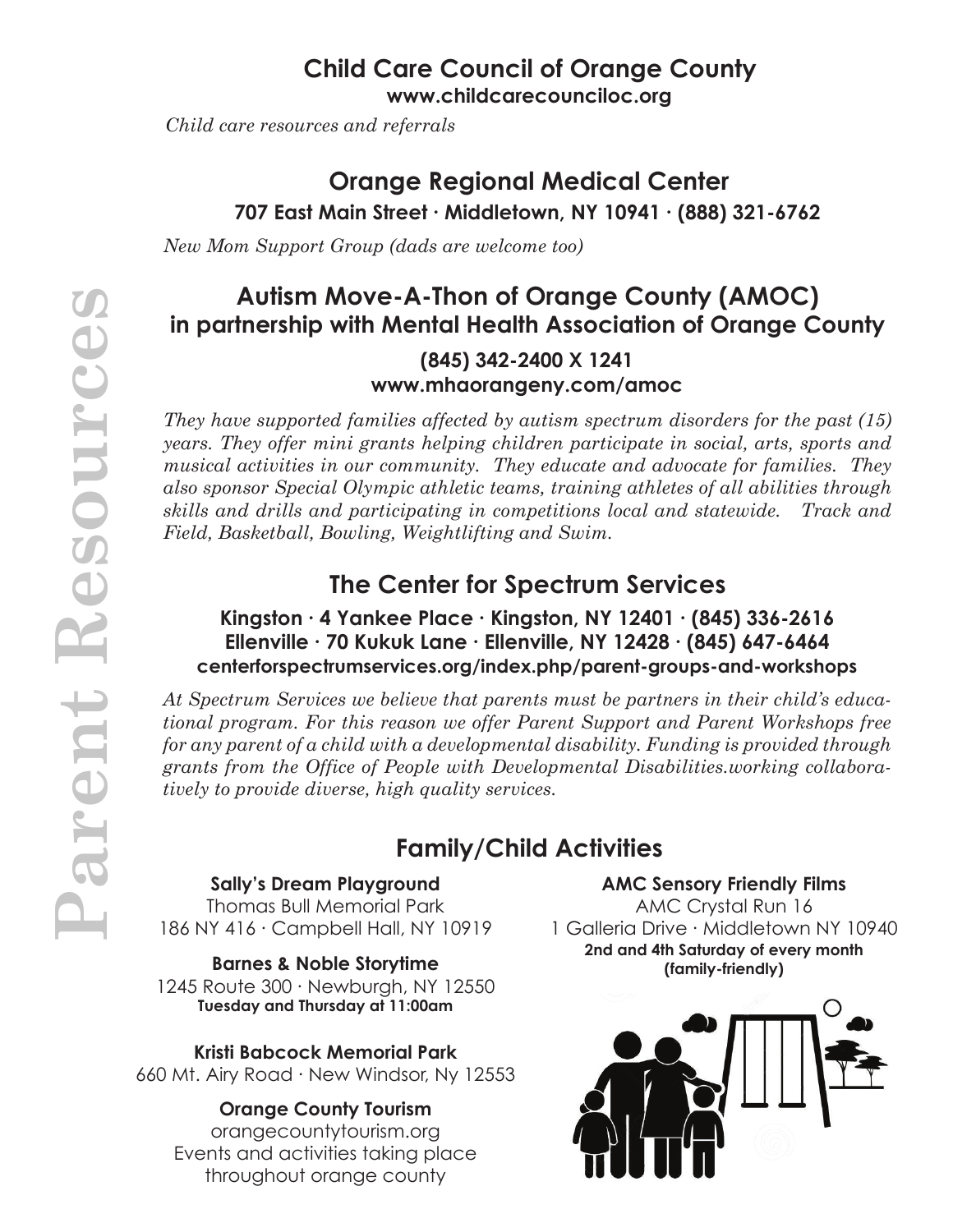## Child Care Council of Orange County

**www.childcarecounciloc.org**

*Child care resources and referrals*

## Orange Regional Medical Center

**707 East Main Street · Middletown, NY 10941 · (888) 321-6762**

*New Mom Support Group (dads are welcome too)*

## Autism Move-A-Thon of Orange County (AMOC) in partnership with Mental Health Association of Orange County

**(845) 342-2400 X 1241**
**www.mhaorangeny.com/amoc**

*They have supported families affected by autism spectrum disorders for the past (15) years. They offer mini grants helping children participate in social, arts, sports and musical activities in our community. They educate and advocate for families. They also sponsor Special Olympic athletic teams, training athletes of all abilities through skills and drills and participating in competitions local and statewide. Track and Field, Basketball, Bowling, Weightlifting and Swim.*

## The Center for Spectrum Services

**Kingston · 4 Yankee Place · Kingston, NY 12401 · (845) 336-2616**
**Ellenville · 70 Kukuk Lane · Ellenville, NY 12428 · (845) 647-6464**
**centerforspectrumservices.org/index.php/parent-groups-and-workshops**

*At Spectrum Services we believe that parents must be partners in their child's educational program. For this reason we offer Parent Support and Parent Workshops free for any parent of a child with a developmental disability. Funding is provided through grants from the Office of People with Developmental Disabilities.working collaboratively to provide diverse, high quality services.*

## Family/Child Activities

**Sally's Dream Playground**
Thomas Bull Memorial Park
186 NY 416 · Campbell Hall, NY 10919

**Barnes & Noble Storytime**
1245 Route 300 · Newburgh, NY 12550
**Tuesday and Thursday at 11:00am**

**Kristi Babcock Memorial Park**
660 Mt. Airy Road · New Windsor, Ny 12553

**Orange County Tourism**
orangecountytourism.org
Events and activities taking place throughout orange county

**AMC Sensory Friendly Films**
AMC Crystal Run 16
1 Galleria Drive · Middletown NY 10940
**2nd and 4th Saturday of every month (family-friendly)**